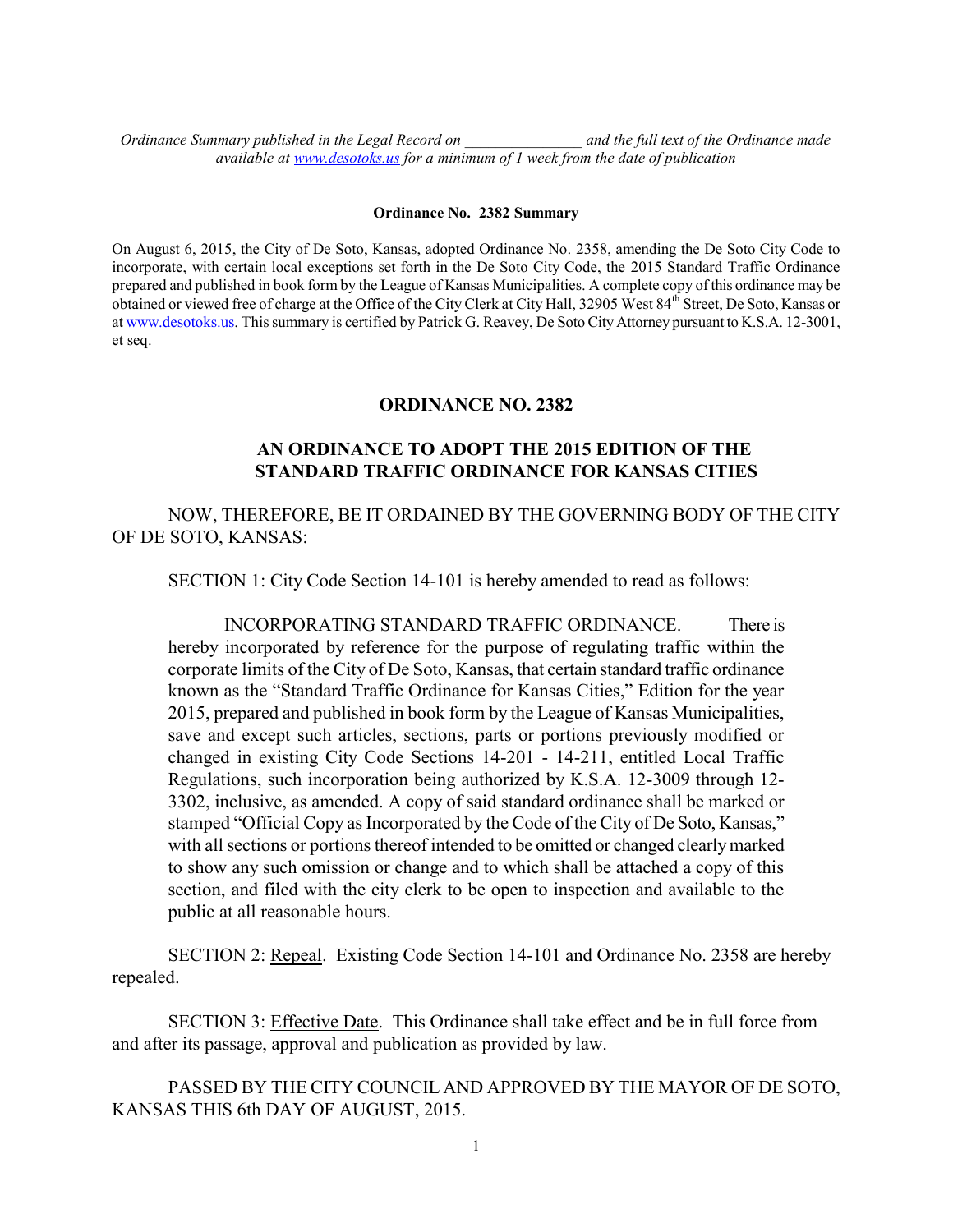*Ordinance Summary published in the Legal Record on _______________ and the full text of the Ordinance made available at www.desotoks.us for a minimum of 1 week from the date of publication*

**Ordinance No. 2382 Summary**

On August 6, 2015, the City of De Soto, Kansas, adopted Ordinance No. 2358, amending the De Soto City Code to incorporate, with certain local exceptions set forth in the De Soto City Code, the 2015 Standard Traffic Ordinance prepared and published in book form by the League of Kansas Municipalities. A complete copy of this ordinance may be obtained or viewed free of charge at the Office of the City Clerk at City Hall, 32905 West 84th Street, De Soto, Kansas or at www.desotoks.us. This summary is certified by Patrick G. Reavey, De Soto City Attorney pursuant to K.S.A. 12-3001, et seq.

# ORDINANCE NO. 2382

## AN ORDINANCE TO ADOPT THE 2015 EDITION OF THE STANDARD TRAFFIC ORDINANCE FOR KANSAS CITIES

NOW, THEREFORE, BE IT ORDAINED BY THE GOVERNING BODY OF THE CITY OF DE SOTO, KANSAS:

SECTION 1: City Code Section 14-101 is hereby amended to read as follows:

> INCORPORATING STANDARD TRAFFIC ORDINANCE. There is hereby incorporated by reference for the purpose of regulating traffic within the corporate limits of the City of De Soto, Kansas, that certain standard traffic ordinance known as the "Standard Traffic Ordinance for Kansas Cities," Edition for the year 2015, prepared and published in book form by the League of Kansas Municipalities, save and except such articles, sections, parts or portions previously modified or changed in existing City Code Sections 14-201 - 14-211, entitled Local Traffic Regulations, such incorporation being authorized by K.S.A. 12-3009 through 12-3302, inclusive, as amended. A copy of said standard ordinance shall be marked or stamped "Official Copy as Incorporated by the Code of the City of De Soto, Kansas," with all sections or portions thereof intended to be omitted or changed clearly marked to show any such omission or change and to which shall be attached a copy of this section, and filed with the city clerk to be open to inspection and available to the public at all reasonable hours.

SECTION 2: Repeal. Existing Code Section 14-101 and Ordinance No. 2358 are hereby repealed.

SECTION 3: Effective Date. This Ordinance shall take effect and be in full force from and after its passage, approval and publication as provided by law.

PASSED BY THE CITY COUNCIL AND APPROVED BY THE MAYOR OF DE SOTO, KANSAS THIS 6th DAY OF AUGUST, 2015.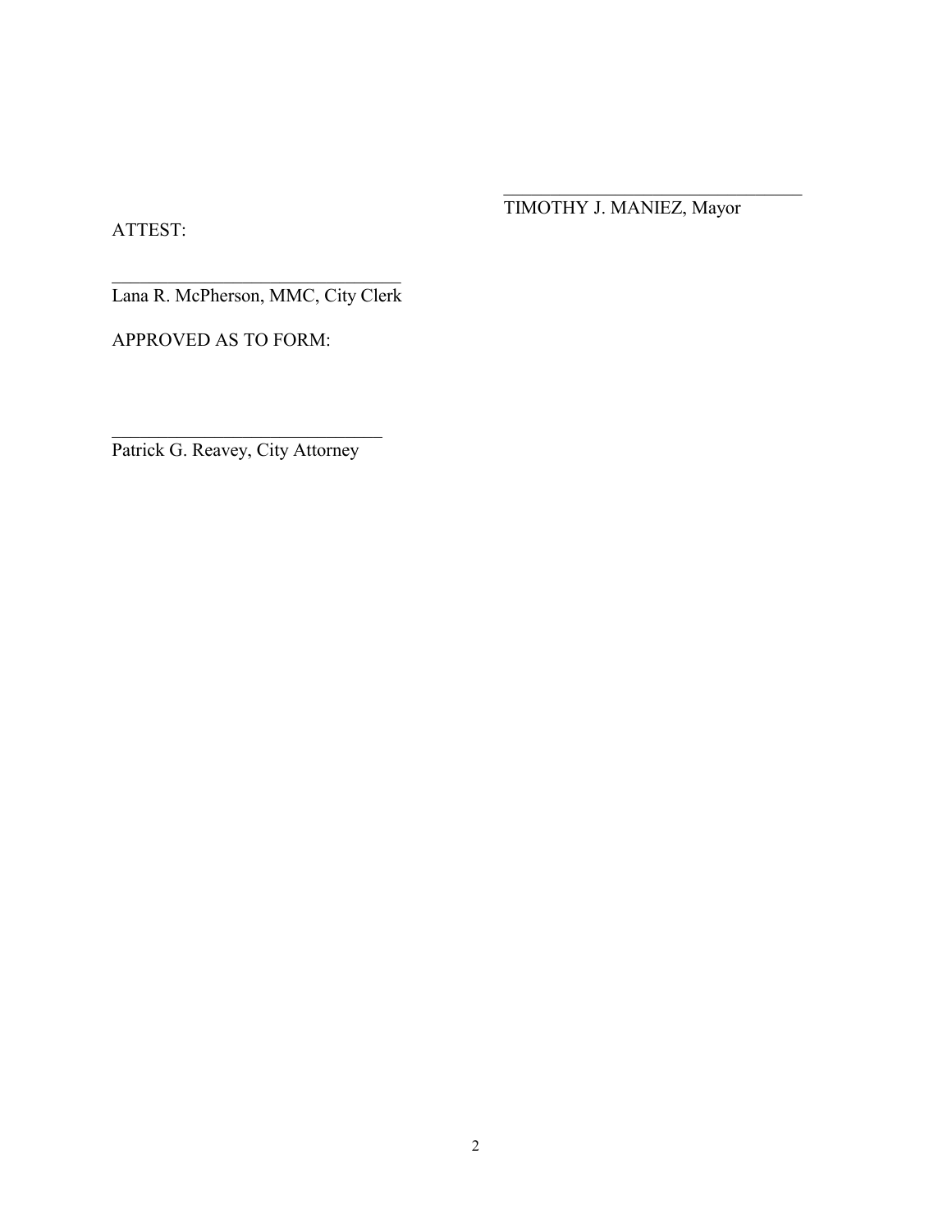\_\_\_\_\_\_\_\_\_\_\_\_\_\_\_\_\_\_\_\_\_\_\_\_\_\_\_\_\_\_\_\_
TIMOTHY J. MANIEZ, Mayor

ATTEST:

\_\_\_\_\_\_\_\_\_\_\_\_\_\_\_\_\_\_\_\_\_\_\_\_\_\_\_\_\_\_\_\_
Lana R. McPherson, MMC, City Clerk

APPROVED AS TO FORM:

\_\_\_\_\_\_\_\_\_\_\_\_\_\_\_\_\_\_\_\_\_\_\_\_\_\_\_\_\_\_\_\_
Patrick G. Reavey, City Attorney